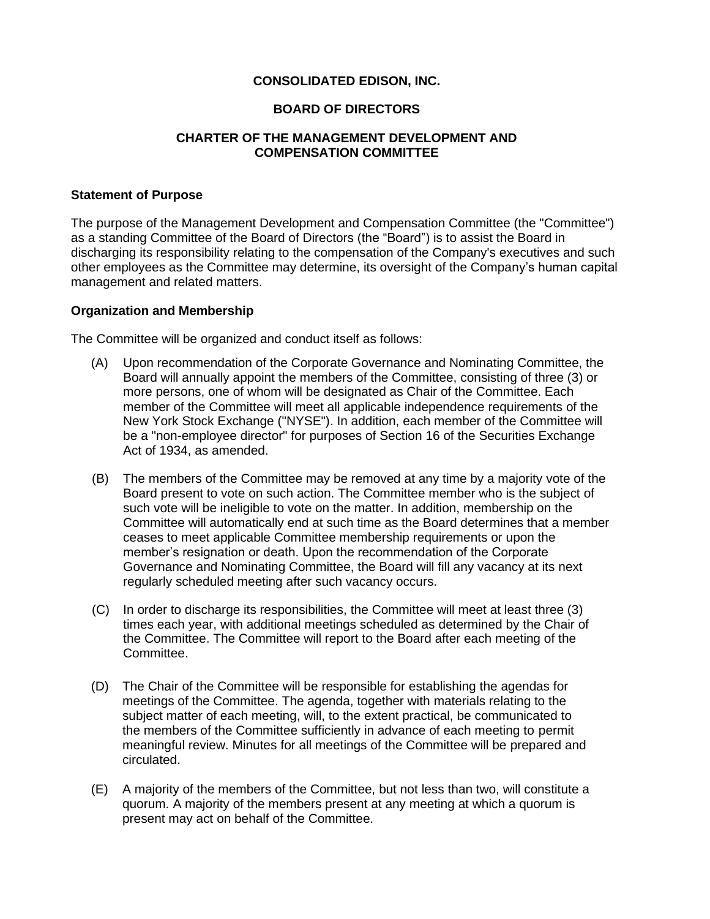# CONSOLIDATED EDISON, INC.

## BOARD OF DIRECTORS

## CHARTER OF THE MANAGEMENT DEVELOPMENT AND COMPENSATION COMMITTEE

**Statement of Purpose**

The purpose of the Management Development and Compensation Committee (the "Committee") as a standing Committee of the Board of Directors (the "Board") is to assist the Board in discharging its responsibility relating to the compensation of the Company's executives and such other employees as the Committee may determine, its oversight of the Company's human capital management and related matters.

**Organization and Membership**

The Committee will be organized and conduct itself as follows:

(A) Upon recommendation of the Corporate Governance and Nominating Committee, the Board will annually appoint the members of the Committee, consisting of three (3) or more persons, one of whom will be designated as Chair of the Committee. Each member of the Committee will meet all applicable independence requirements of the New York Stock Exchange ("NYSE"). In addition, each member of the Committee will be a "non-employee director" for purposes of Section 16 of the Securities Exchange Act of 1934, as amended.

(B) The members of the Committee may be removed at any time by a majority vote of the Board present to vote on such action. The Committee member who is the subject of such vote will be ineligible to vote on the matter. In addition, membership on the Committee will automatically end at such time as the Board determines that a member ceases to meet applicable Committee membership requirements or upon the member's resignation or death. Upon the recommendation of the Corporate Governance and Nominating Committee, the Board will fill any vacancy at its next regularly scheduled meeting after such vacancy occurs.

(C) In order to discharge its responsibilities, the Committee will meet at least three (3) times each year, with additional meetings scheduled as determined by the Chair of the Committee. The Committee will report to the Board after each meeting of the Committee.

(D) The Chair of the Committee will be responsible for establishing the agendas for meetings of the Committee. The agenda, together with materials relating to the subject matter of each meeting, will, to the extent practical, be communicated to the members of the Committee sufficiently in advance of each meeting to permit meaningful review. Minutes for all meetings of the Committee will be prepared and circulated.

(E) A majority of the members of the Committee, but not less than two, will constitute a quorum. A majority of the members present at any meeting at which a quorum is present may act on behalf of the Committee.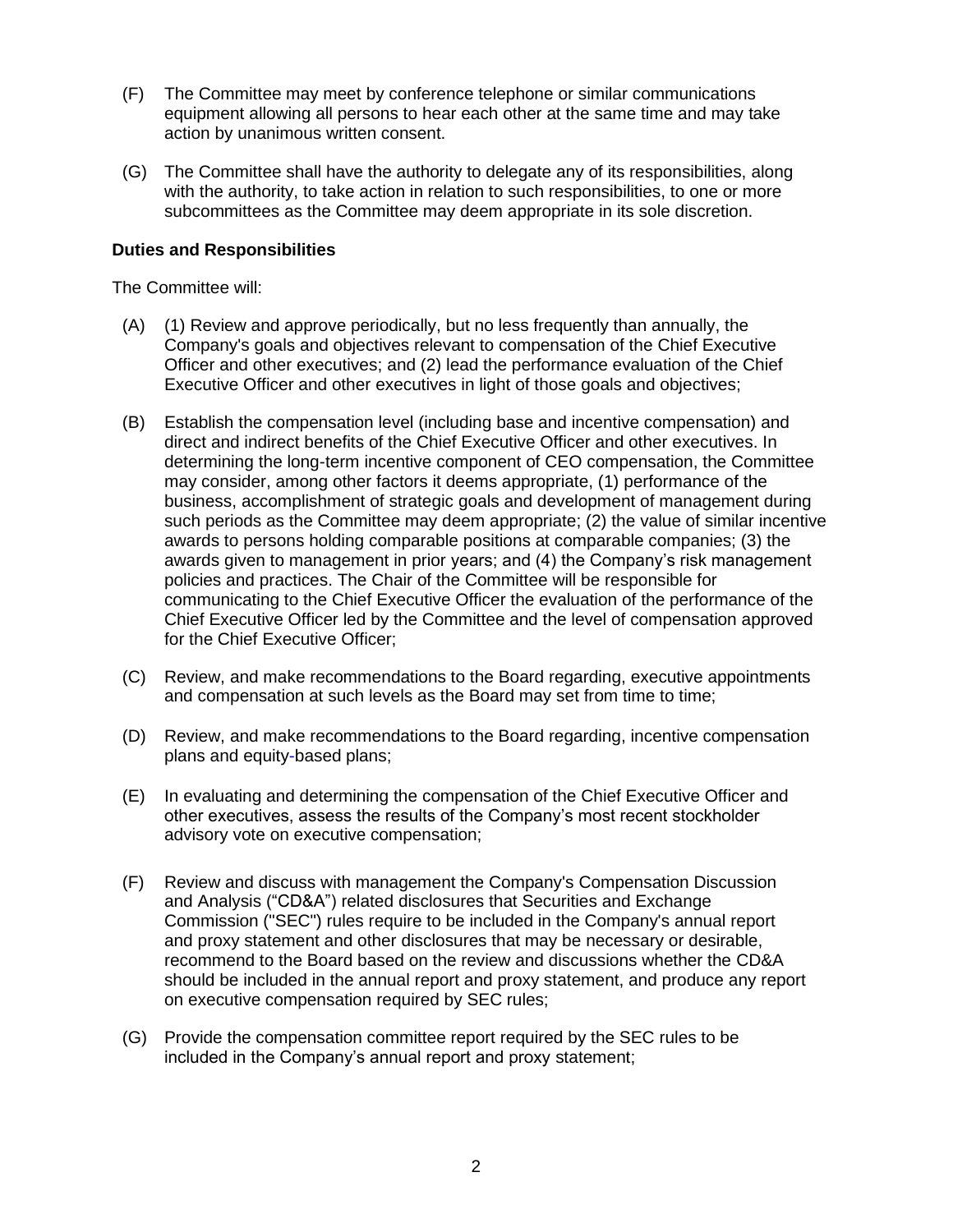(F) The Committee may meet by conference telephone or similar communications equipment allowing all persons to hear each other at the same time and may take action by unanimous written consent.

(G) The Committee shall have the authority to delegate any of its responsibilities, along with the authority, to take action in relation to such responsibilities, to one or more subcommittees as the Committee may deem appropriate in its sole discretion.

**Duties and Responsibilities**

The Committee will:

(A) (1) Review and approve periodically, but no less frequently than annually, the Company's goals and objectives relevant to compensation of the Chief Executive Officer and other executives; and (2) lead the performance evaluation of the Chief Executive Officer and other executives in light of those goals and objectives;

(B) Establish the compensation level (including base and incentive compensation) and direct and indirect benefits of the Chief Executive Officer and other executives. In determining the long-term incentive component of CEO compensation, the Committee may consider, among other factors it deems appropriate, (1) performance of the business, accomplishment of strategic goals and development of management during such periods as the Committee may deem appropriate; (2) the value of similar incentive awards to persons holding comparable positions at comparable companies; (3) the awards given to management in prior years; and (4) the Company's risk management policies and practices. The Chair of the Committee will be responsible for communicating to the Chief Executive Officer the evaluation of the performance of the Chief Executive Officer led by the Committee and the level of compensation approved for the Chief Executive Officer;

(C) Review, and make recommendations to the Board regarding, executive appointments and compensation at such levels as the Board may set from time to time;

(D) Review, and make recommendations to the Board regarding, incentive compensation plans and equity-based plans;

(E) In evaluating and determining the compensation of the Chief Executive Officer and other executives, assess the results of the Company's most recent stockholder advisory vote on executive compensation;

(F) Review and discuss with management the Company's Compensation Discussion and Analysis ("CD&A") related disclosures that Securities and Exchange Commission ("SEC") rules require to be included in the Company's annual report and proxy statement and other disclosures that may be necessary or desirable, recommend to the Board based on the review and discussions whether the CD&A should be included in the annual report and proxy statement, and produce any report on executive compensation required by SEC rules;

(G) Provide the compensation committee report required by the SEC rules to be included in the Company's annual report and proxy statement;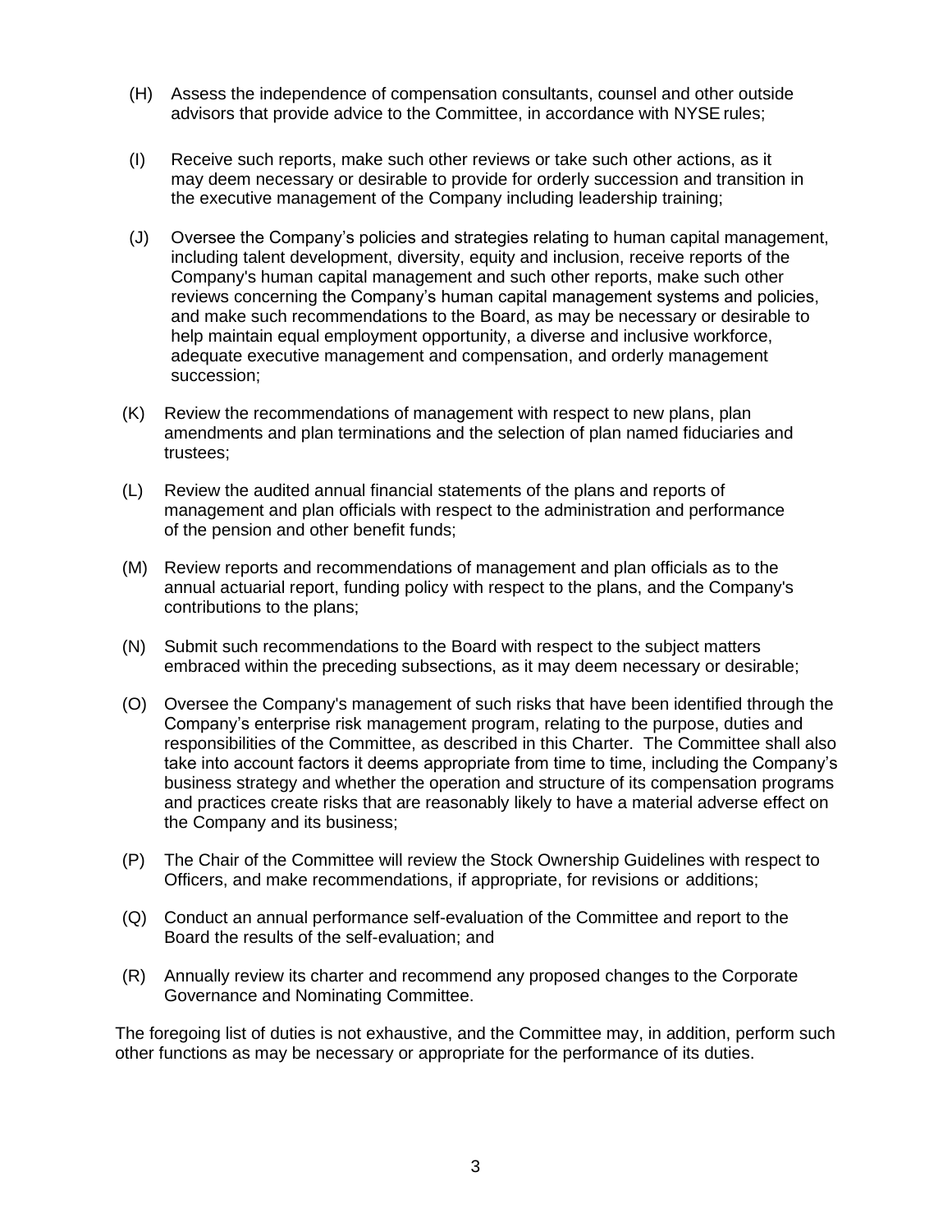(H) Assess the independence of compensation consultants, counsel and other outside advisors that provide advice to the Committee, in accordance with NYSE rules;

(I) Receive such reports, make such other reviews or take such other actions, as it may deem necessary or desirable to provide for orderly succession and transition in the executive management of the Company including leadership training;

(J) Oversee the Company's policies and strategies relating to human capital management, including talent development, diversity, equity and inclusion, receive reports of the Company's human capital management and such other reports, make such other reviews concerning the Company's human capital management systems and policies, and make such recommendations to the Board, as may be necessary or desirable to help maintain equal employment opportunity, a diverse and inclusive workforce, adequate executive management and compensation, and orderly management succession;

(K) Review the recommendations of management with respect to new plans, plan amendments and plan terminations and the selection of plan named fiduciaries and trustees;

(L) Review the audited annual financial statements of the plans and reports of management and plan officials with respect to the administration and performance of the pension and other benefit funds;

(M) Review reports and recommendations of management and plan officials as to the annual actuarial report, funding policy with respect to the plans, and the Company's contributions to the plans;

(N) Submit such recommendations to the Board with respect to the subject matters embraced within the preceding subsections, as it may deem necessary or desirable;

(O) Oversee the Company's management of such risks that have been identified through the Company's enterprise risk management program, relating to the purpose, duties and responsibilities of the Committee, as described in this Charter. The Committee shall also take into account factors it deems appropriate from time to time, including the Company's business strategy and whether the operation and structure of its compensation programs and practices create risks that are reasonably likely to have a material adverse effect on the Company and its business;

(P) The Chair of the Committee will review the Stock Ownership Guidelines with respect to Officers, and make recommendations, if appropriate, for revisions or additions;

(Q) Conduct an annual performance self-evaluation of the Committee and report to the Board the results of the self-evaluation; and

(R) Annually review its charter and recommend any proposed changes to the Corporate Governance and Nominating Committee.

The foregoing list of duties is not exhaustive, and the Committee may, in addition, perform such other functions as may be necessary or appropriate for the performance of its duties.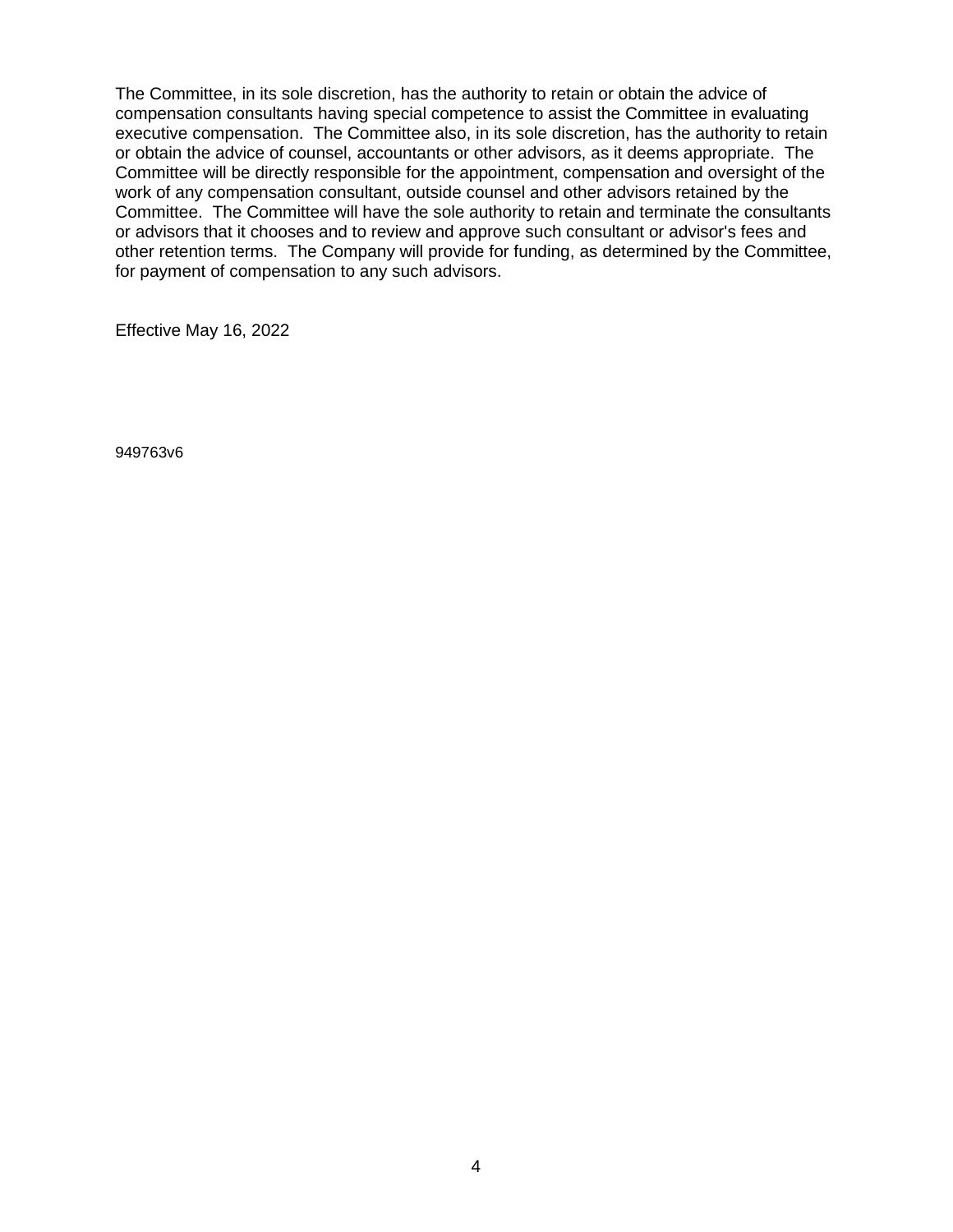The Committee, in its sole discretion, has the authority to retain or obtain the advice of compensation consultants having special competence to assist the Committee in evaluating executive compensation. The Committee also, in its sole discretion, has the authority to retain or obtain the advice of counsel, accountants or other advisors, as it deems appropriate. The Committee will be directly responsible for the appointment, compensation and oversight of the work of any compensation consultant, outside counsel and other advisors retained by the Committee. The Committee will have the sole authority to retain and terminate the consultants or advisors that it chooses and to review and approve such consultant or advisor's fees and other retention terms. The Company will provide for funding, as determined by the Committee, for payment of compensation to any such advisors.

Effective May 16, 2022

949763v6